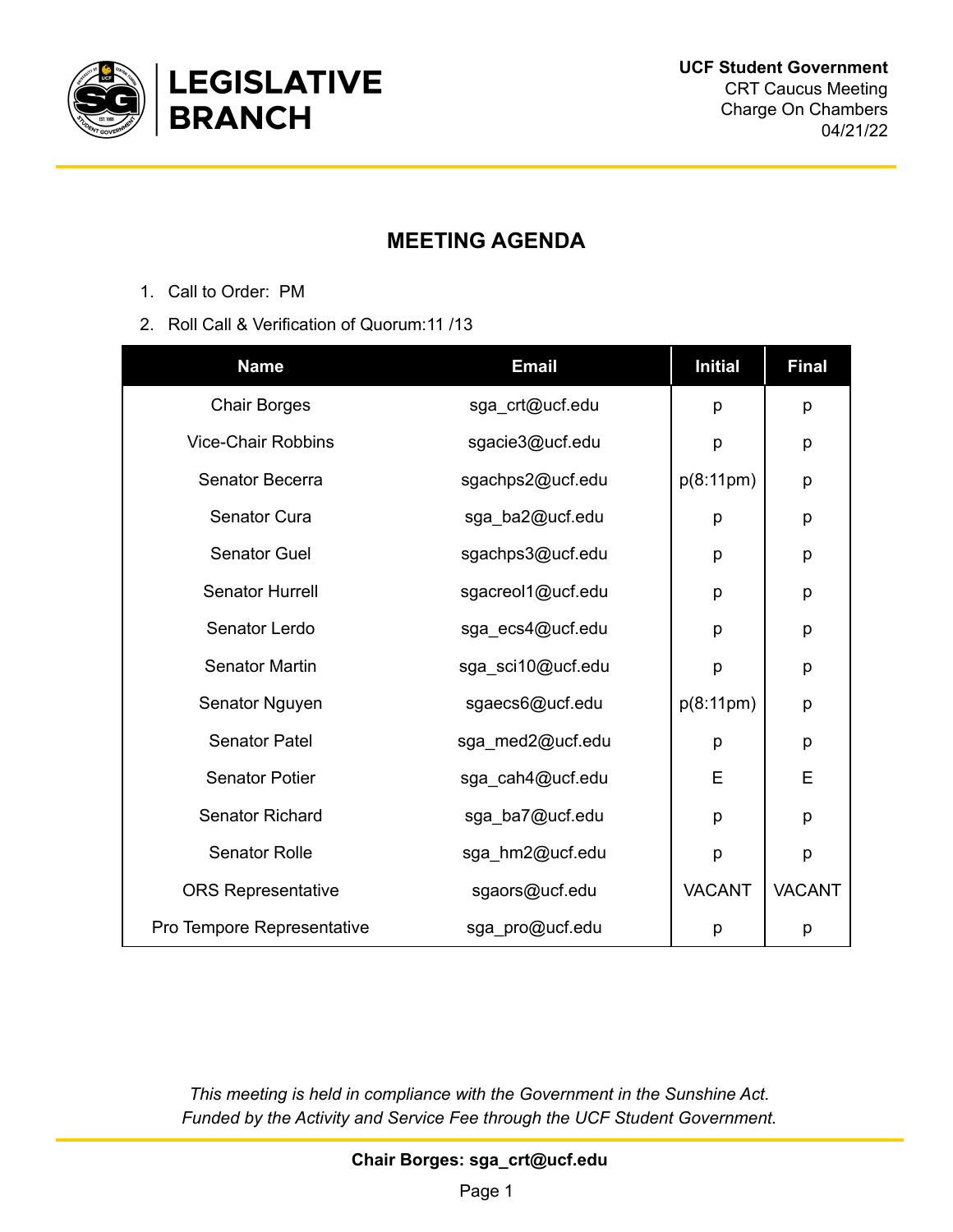**UCF Student Government**
CRT Caucus Meeting
Charge On Chambers
04/21/22

## MEETING AGENDA

1. Call to Order: PM
2. Roll Call & Verification of Quorum:11 /13

| Name | Email | Initial | Final |
|---|---|---|---|
| Chair Borges | sga_crt@ucf.edu | p | p |
| Vice-Chair Robbins | sgacie3@ucf.edu | p | p |
| Senator Becerra | sgachps2@ucf.edu | p(8:11pm) | p |
| Senator Cura | sga_ba2@ucf.edu | p | p |
| Senator Guel | sgachps3@ucf.edu | p | p |
| Senator Hurrell | sgacreol1@ucf.edu | p | p |
| Senator Lerdo | sga_ecs4@ucf.edu | p | p |
| Senator Martin | sga_sci10@ucf.edu | p | p |
| Senator Nguyen | sgaecs6@ucf.edu | p(8:11pm) | p |
| Senator Patel | sga_med2@ucf.edu | p | p |
| Senator Potier | sga_cah4@ucf.edu | E | E |
| Senator Richard | sga_ba7@ucf.edu | p | p |
| Senator Rolle | sga_hm2@ucf.edu | p | p |
| ORS Representative | sgaors@ucf.edu | VACANT | VACANT |
| Pro Tempore Representative | sga_pro@ucf.edu | p | p |

*This meeting is held in compliance with the Government in the Sunshine Act.*
*Funded by the Activity and Service Fee through the UCF Student Government.*

**Chair Borges: sga_crt@ucf.edu**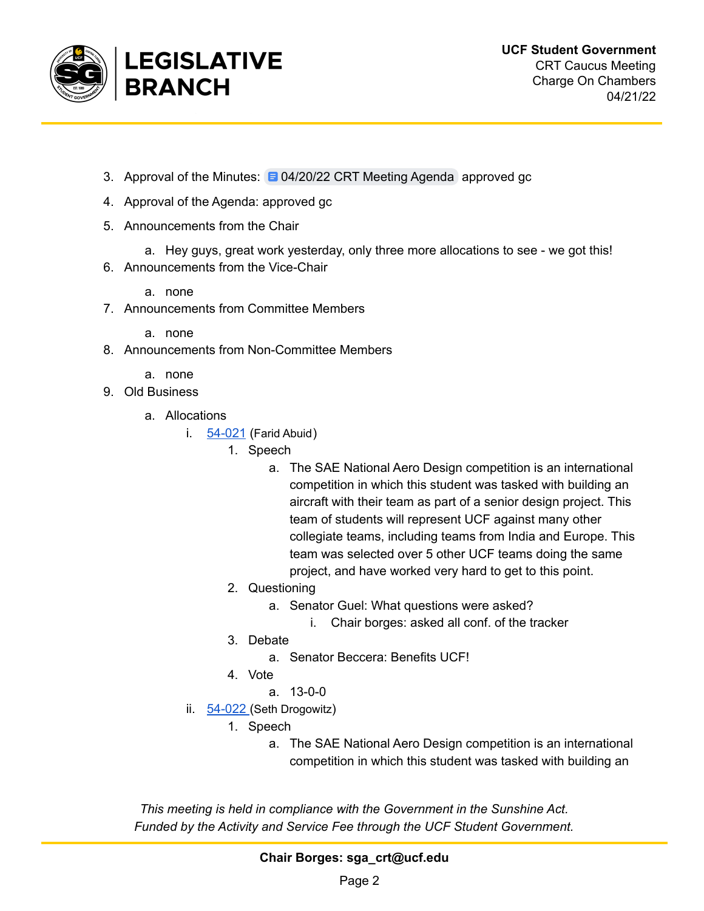3. Approval of the Minutes: 04/20/22 CRT Meeting Agenda approved gc
4. Approval of the Agenda: approved gc
5. Announcements from the Chair
    a. Hey guys, great work yesterday, only three more allocations to see - we got this!
6. Announcements from the Vice-Chair
    a. none
7. Announcements from Committee Members
    a. none
8. Announcements from Non-Committee Members
    a. none
9. Old Business
    a. Allocations
        i. 54-021 (Farid Abuid)
            1. Speech
                a. The SAE National Aero Design competition is an international competition in which this student was tasked with building an aircraft with their team as part of a senior design project. This team of students will represent UCF against many other collegiate teams, including teams from India and Europe. This team was selected over 5 other UCF teams doing the same project, and have worked very hard to get to this point.
            2. Questioning
                a. Senator Guel: What questions were asked?
                    i. Chair borges: asked all conf. of the tracker
            3. Debate
                a. Senator Beccera: Benefits UCF!
            4. Vote
                a. 13-0-0
        ii. 54-022 (Seth Drogowitz)
            1. Speech
                a. The SAE National Aero Design competition is an international competition in which this student was tasked with building an

*This meeting is held in compliance with the Government in the Sunshine Act.*
*Funded by the Activity and Service Fee through the UCF Student Government.*

**Chair Borges: sga_crt@ucf.edu**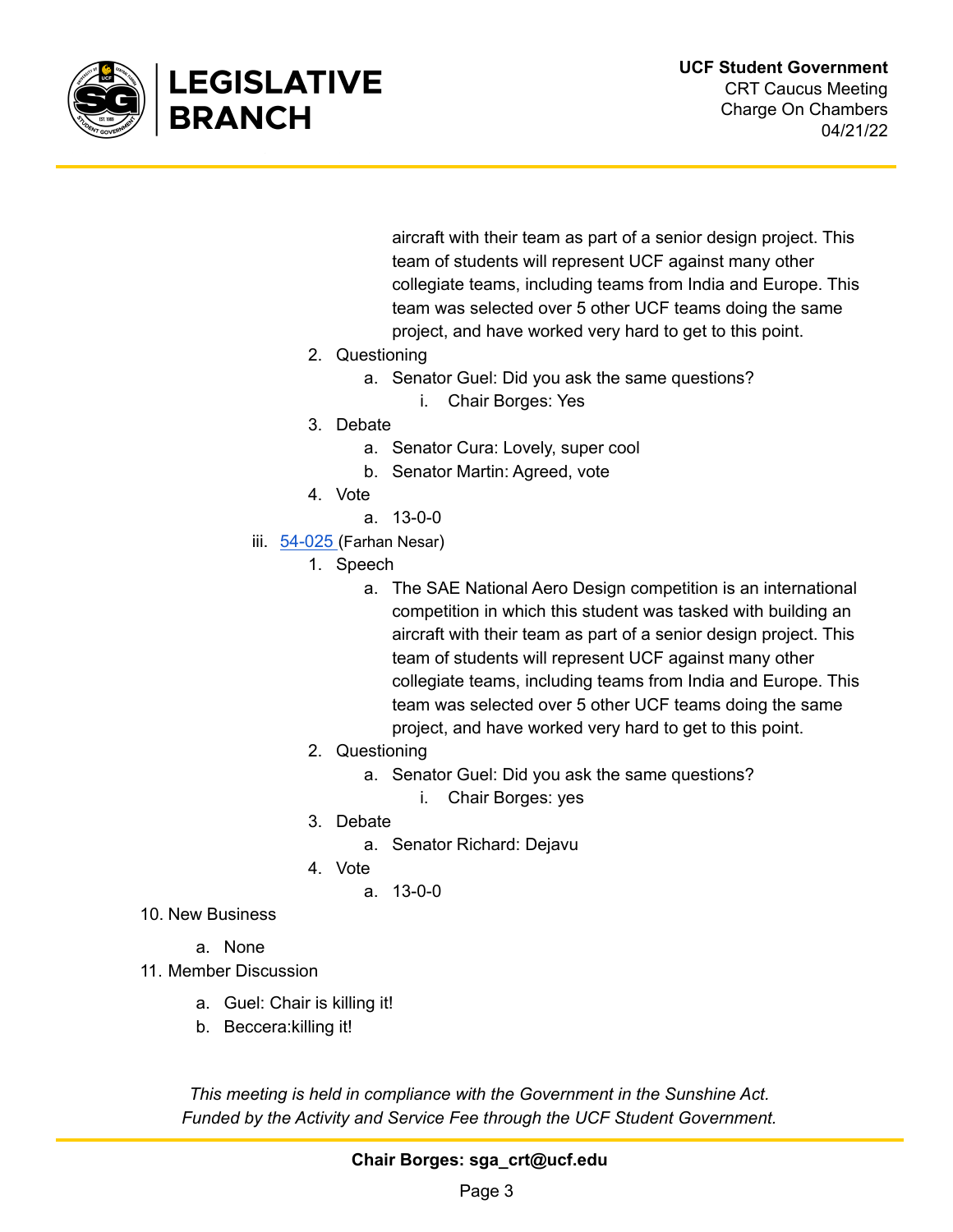aircraft with their team as part of a senior design project. This team of students will represent UCF against many other collegiate teams, including teams from India and Europe. This team was selected over 5 other UCF teams doing the same project, and have worked very hard to get to this point.

2. Questioning
   a. Senator Guel: Did you ask the same questions?
      i. Chair Borges: Yes
3. Debate
   a. Senator Cura: Lovely, super cool
   b. Senator Martin: Agreed, vote
4. Vote
   a. 13-0-0

iii. [54-025](54-025) (Farhan Nesar)

1. Speech
   a. The SAE National Aero Design competition is an international competition in which this student was tasked with building an aircraft with their team as part of a senior design project. This team of students will represent UCF against many other collegiate teams, including teams from India and Europe. This team was selected over 5 other UCF teams doing the same project, and have worked very hard to get to this point.
2. Questioning
   a. Senator Guel: Did you ask the same questions?
      i. Chair Borges: yes
3. Debate
   a. Senator Richard: Dejavu
4. Vote
   a. 13-0-0

10. New Business
    a. None
11. Member Discussion
    a. Guel: Chair is killing it!
    b. Beccera:killing it!

*This meeting is held in compliance with the Government in the Sunshine Act.*
*Funded by the Activity and Service Fee through the UCF Student Government.*

**Chair Borges: sga_crt@ucf.edu**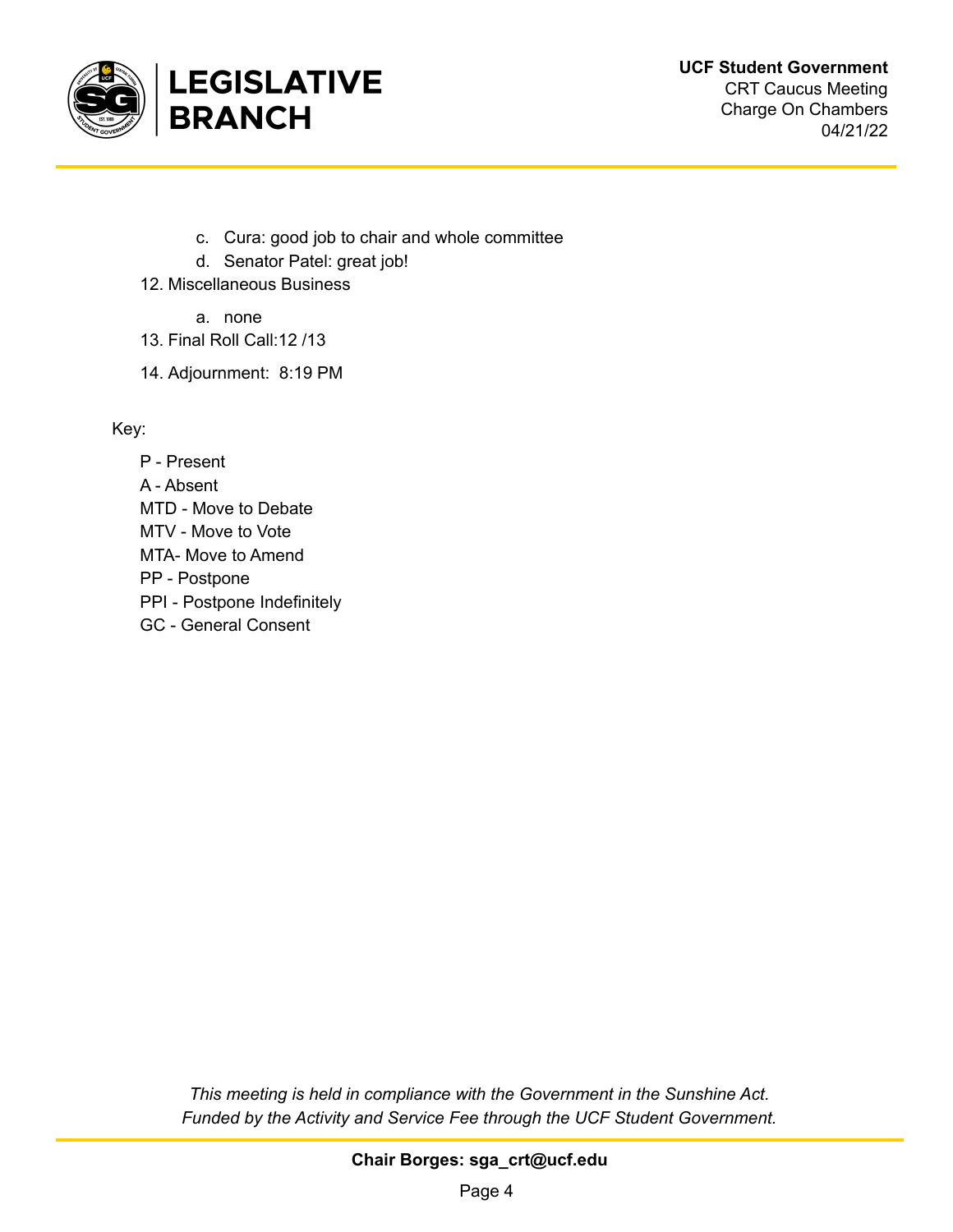c. Cura: good job to chair and whole committee
d. Senator Patel: great job!

12. Miscellaneous Business
    a. none
13. Final Roll Call:12 /13
14. Adjournment: 8:19 PM

Key:

P - Present
A - Absent
MTD - Move to Debate
MTV - Move to Vote
MTA- Move to Amend
PP - Postpone
PPI - Postpone Indefinitely
GC - General Consent

*This meeting is held in compliance with the Government in the Sunshine Act.*
*Funded by the Activity and Service Fee through the UCF Student Government.*

**Chair Borges: sga_crt@ucf.edu**